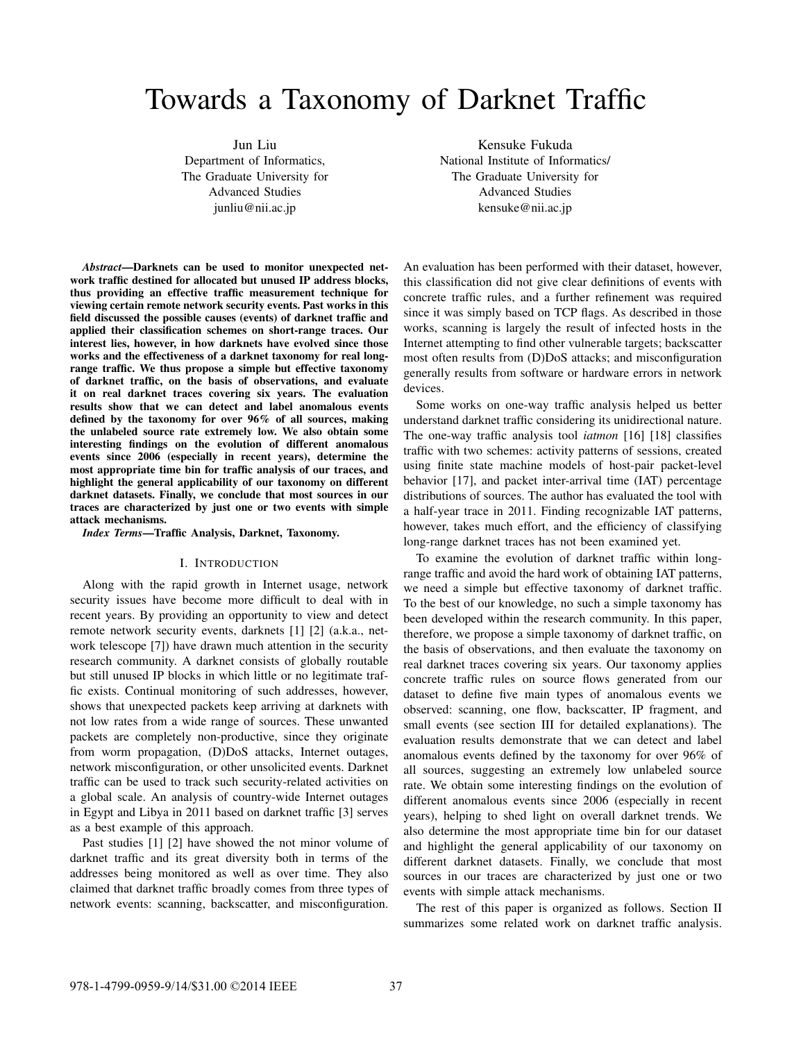# Towards a Taxonomy of Darknet Traffic

Jun Liu
Department of Informatics,
The Graduate University for
Advanced Studies
junliu@nii.ac.jp

Kensuke Fukuda
National Institute of Informatics/
The Graduate University for
Advanced Studies
kensuke@nii.ac.jp

***Abstract*—Darknets can be used to monitor unexpected network traffic destined for allocated but unused IP address blocks, thus providing an effective traffic measurement technique for viewing certain remote network security events. Past works in this field discussed the possible causes (events) of darknet traffic and applied their classification schemes on short-range traces. Our interest lies, however, in how darknets have evolved since those works and the effectiveness of a darknet taxonomy for real long-range traffic. We thus propose a simple but effective taxonomy of darknet traffic, on the basis of observations, and evaluate it on real darknet traces covering six years. The evaluation results show that we can detect and label anomalous events defined by the taxonomy for over 96% of all sources, making the unlabeled source rate extremely low. We also obtain some interesting findings on the evolution of different anomalous events since 2006 (especially in recent years), determine the most appropriate time bin for traffic analysis of our traces, and highlight the general applicability of our taxonomy on different darknet datasets. Finally, we conclude that most sources in our traces are characterized by just one or two events with simple attack mechanisms.**

***Index Terms*—Traffic Analysis, Darknet, Taxonomy.**

## I. Introduction

Along with the rapid growth in Internet usage, network security issues have become more difficult to deal with in recent years. By providing an opportunity to view and detect remote network security events, darknets [1] [2] (a.k.a., network telescope [7]) have drawn much attention in the security research community. A darknet consists of globally routable but still unused IP blocks in which little or no legitimate traffic exists. Continual monitoring of such addresses, however, shows that unexpected packets keep arriving at darknets with not low rates from a wide range of sources. These unwanted packets are completely non-productive, since they originate from worm propagation, (D)DoS attacks, Internet outages, network misconfiguration, or other unsolicited events. Darknet traffic can be used to track such security-related activities on a global scale. An analysis of country-wide Internet outages in Egypt and Libya in 2011 based on darknet traffic [3] serves as a best example of this approach.

Past studies [1] [2] have showed the not minor volume of darknet traffic and its great diversity both in terms of the addresses being monitored as well as over time. They also claimed that darknet traffic broadly comes from three types of network events: scanning, backscatter, and misconfiguration. An evaluation has been performed with their dataset, however, this classification did not give clear definitions of events with concrete traffic rules, and a further refinement was required since it was simply based on TCP flags. As described in those works, scanning is largely the result of infected hosts in the Internet attempting to find other vulnerable targets; backscatter most often results from (D)DoS attacks; and misconfiguration generally results from software or hardware errors in network devices.

Some works on one-way traffic analysis helped us better understand darknet traffic considering its unidirectional nature. The one-way traffic analysis tool *iatmon* [16] [18] classifies traffic with two schemes: activity patterns of sessions, created using finite state machine models of host-pair packet-level behavior [17], and packet inter-arrival time (IAT) percentage distributions of sources. The author has evaluated the tool with a half-year trace in 2011. Finding recognizable IAT patterns, however, takes much effort, and the efficiency of classifying long-range darknet traces has not been examined yet.

To examine the evolution of darknet traffic within long-range traffic and avoid the hard work of obtaining IAT patterns, we need a simple but effective taxonomy of darknet traffic. To the best of our knowledge, no such a simple taxonomy has been developed within the research community. In this paper, therefore, we propose a simple taxonomy of darknet traffic, on the basis of observations, and then evaluate the taxonomy on real darknet traces covering six years. Our taxonomy applies concrete traffic rules on source flows generated from our dataset to define five main types of anomalous events we observed: scanning, one flow, backscatter, IP fragment, and small events (see section III for detailed explanations). The evaluation results demonstrate that we can detect and label anomalous events defined by the taxonomy for over 96% of all sources, suggesting an extremely low unlabeled source rate. We obtain some interesting findings on the evolution of different anomalous events since 2006 (especially in recent years), helping to shed light on overall darknet trends. We also determine the most appropriate time bin for our dataset and highlight the general applicability of our taxonomy on different darknet datasets. Finally, we conclude that most sources in our traces are characterized by just one or two events with simple attack mechanisms.

The rest of this paper is organized as follows. Section II summarizes some related work on darknet traffic analysis.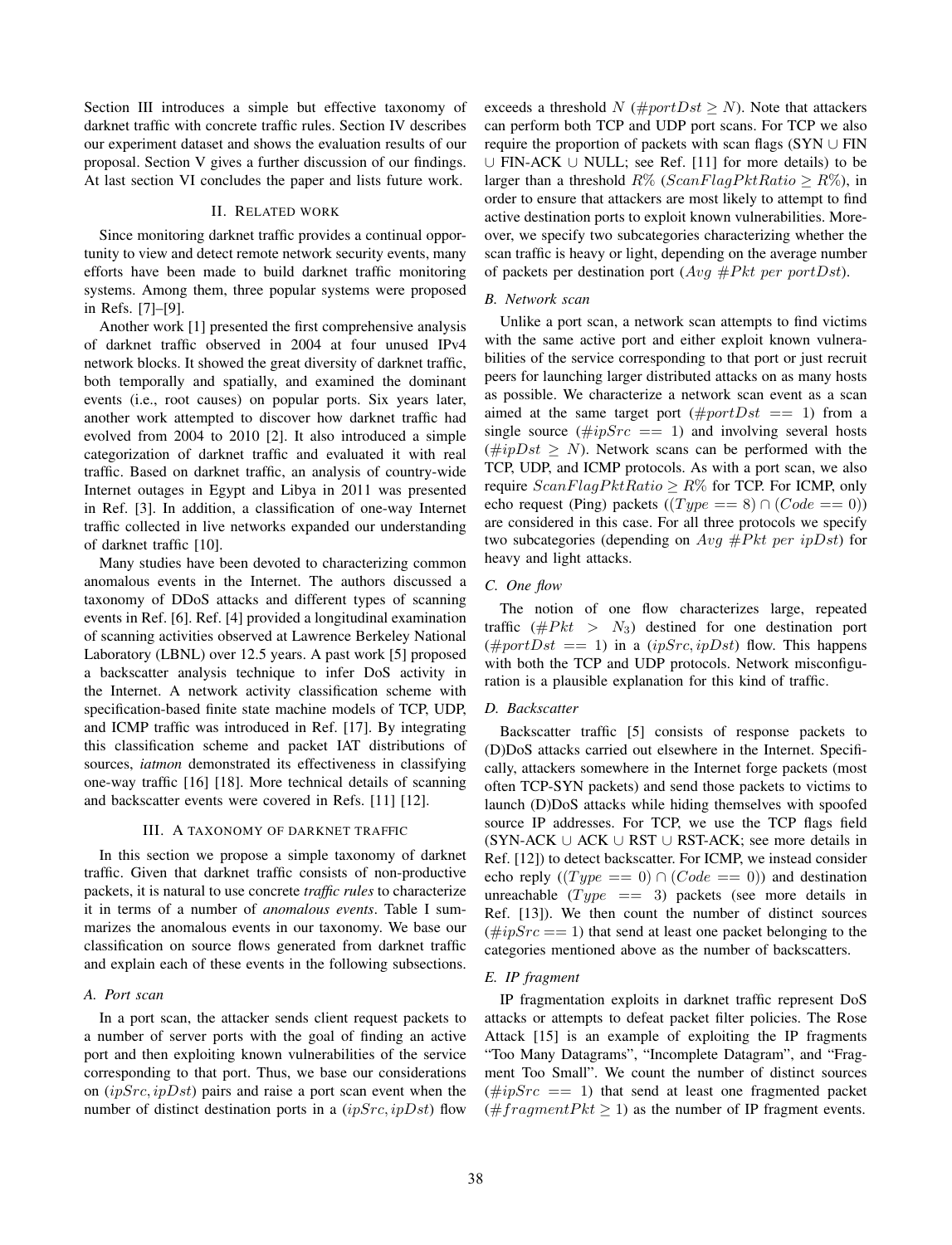Section III introduces a simple but effective taxonomy of darknet traffic with concrete traffic rules. Section IV describes our experiment dataset and shows the evaluation results of our proposal. Section V gives a further discussion of our findings. At last section VI concludes the paper and lists future work.

## II. Related work

Since monitoring darknet traffic provides a continual opportunity to view and detect remote network security events, many efforts have been made to build darknet traffic monitoring systems. Among them, three popular systems were proposed in Refs. [7]–[9].

Another work [1] presented the first comprehensive analysis of darknet traffic observed in 2004 at four unused IPv4 network blocks. It showed the great diversity of darknet traffic, both temporally and spatially, and examined the dominant events (i.e., root causes) on popular ports. Six years later, another work attempted to discover how darknet traffic had evolved from 2004 to 2010 [2]. It also introduced a simple categorization of darknet traffic and evaluated it with real traffic. Based on darknet traffic, an analysis of country-wide Internet outages in Egypt and Libya in 2011 was presented in Ref. [3]. In addition, a classification of one-way Internet traffic collected in live networks expanded our understanding of darknet traffic [10].

Many studies have been devoted to characterizing common anomalous events in the Internet. The authors discussed a taxonomy of DDoS attacks and different types of scanning events in Ref. [6]. Ref. [4] provided a longitudinal examination of scanning activities observed at Lawrence Berkeley National Laboratory (LBNL) over 12.5 years. A past work [5] proposed a backscatter analysis technique to infer DoS activity in the Internet. A network activity classification scheme with specification-based finite state machine models of TCP, UDP, and ICMP traffic was introduced in Ref. [17]. By integrating this classification scheme and packet IAT distributions of sources, *iatmon* demonstrated its effectiveness in classifying one-way traffic [16] [18]. More technical details of scanning and backscatter events were covered in Refs. [11] [12].

## III. A taxonomy of darknet traffic

In this section we propose a simple taxonomy of darknet traffic. Given that darknet traffic consists of non-productive packets, it is natural to use concrete *traffic rules* to characterize it in terms of a number of *anomalous events*. Table I summarizes the anomalous events in our taxonomy. We base our classification on source flows generated from darknet traffic and explain each of these events in the following subsections.

### A. Port scan

In a port scan, the attacker sends client request packets to a number of server ports with the goal of finding an active port and then exploiting known vulnerabilities of the service corresponding to that port. Thus, we base our considerations on $(ipSrc, ipDst)$ pairs and raise a port scan event when the number of distinct destination ports in a $(ipSrc, ipDst)$ flow exceeds a threshold $N$ ($\#portDst \geq N$). Note that attackers can perform both TCP and UDP port scans. For TCP we also require the proportion of packets with scan flags (SYN $\cup$ FIN $\cup$ FIN-ACK $\cup$ NULL; see Ref. [11] for more details) to be larger than a threshold $R\%$ ($ScanFlagPktRatio \geq R\%$), in order to ensure that attackers are most likely to attempt to find active destination ports to exploit known vulnerabilities. Moreover, we specify two subcategories characterizing whether the scan traffic is heavy or light, depending on the average number of packets per destination port ($Avg\ \#Pkt\ per\ portDst$).

### B. Network scan

Unlike a port scan, a network scan attempts to find victims with the same active port and either exploit known vulnerabilities of the service corresponding to that port or just recruit peers for launching larger distributed attacks on as many hosts as possible. We characterize a network scan event as a scan aimed at the same target port ($\#portDst == 1$) from a single source ($\#ipSrc == 1$) and involving several hosts ($\#ipDst \geq N$). Network scans can be performed with the TCP, UDP, and ICMP protocols. As with a port scan, we also require $ScanFlagPktRatio \geq R\%$ for TCP. For ICMP, only echo request (Ping) packets ($(Type == 8) \cap (Code == 0)$) are considered in this case. For all three protocols we specify two subcategories (depending on $Avg\ \#Pkt\ per\ ipDst$) for heavy and light attacks.

### C. One flow

The notion of one flow characterizes large, repeated traffic ($\#Pkt > N_3$) destined for one destination port ($\#portDst == 1$) in a $(ipSrc, ipDst)$ flow. This happens with both the TCP and UDP protocols. Network misconfiguration is a plausible explanation for this kind of traffic.

### D. Backscatter

Backscatter traffic [5] consists of response packets to (D)DoS attacks carried out elsewhere in the Internet. Specifically, attackers somewhere in the Internet forge packets (most often TCP-SYN packets) and send those packets to victims to launch (D)DoS attacks while hiding themselves with spoofed source IP addresses. For TCP, we use the TCP flags field (SYN-ACK $\cup$ ACK $\cup$ RST $\cup$ RST-ACK; see more details in Ref. [12]) to detect backscatter. For ICMP, we instead consider echo reply ($(Type == 0) \cap (Code == 0)$) and destination unreachable ($Type == 3$) packets (see more details in Ref. [13]). We then count the number of distinct sources ($\#ipSrc == 1$) that send at least one packet belonging to the categories mentioned above as the number of backscatters.

### E. IP fragment

IP fragmentation exploits in darknet traffic represent DoS attacks or attempts to defeat packet filter policies. The Rose Attack [15] is an example of exploiting the IP fragments "Too Many Datagrams", "Incomplete Datagram", and "Fragment Too Small". We count the number of distinct sources ($\#ipSrc == 1$) that send at least one fragmented packet ($\#fragmentPkt \geq 1$) as the number of IP fragment events.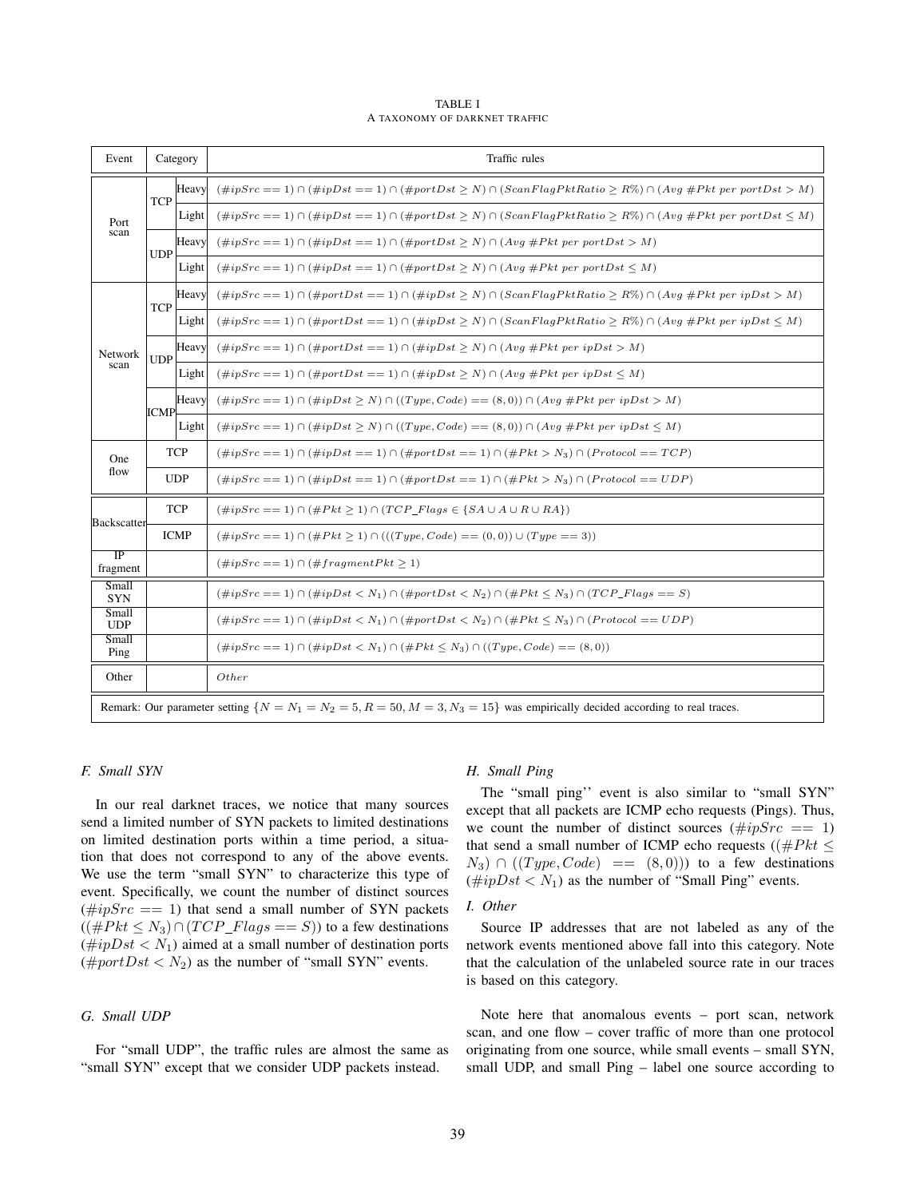TABLE I

A TAXONOMY OF DARKNET TRAFFIC

| Event | Category | | Traffic rules |
|---|---|---|---|
| Port scan | TCP | Heavy | $(\#ipSrc == 1) \cap (\#ipDst == 1) \cap (\#portDst \geq N) \cap (ScanFlagPktRatio \geq R\%) \cap (Avg\ \#Pkt\ per\ portDst > M)$ |
| | | Light | $(\#ipSrc == 1) \cap (\#ipDst == 1) \cap (\#portDst \geq N) \cap (ScanFlagPktRatio \geq R\%) \cap (Avg\ \#Pkt\ per\ portDst \leq M)$ |
| | UDP | Heavy | $(\#ipSrc == 1) \cap (\#ipDst == 1) \cap (\#portDst \geq N) \cap (Avg\ \#Pkt\ per\ portDst > M)$ |
| | | Light | $(\#ipSrc == 1) \cap (\#ipDst == 1) \cap (\#portDst \geq N) \cap (Avg\ \#Pkt\ per\ portDst \leq M)$ |
| Network scan | TCP | Heavy | $(\#ipSrc == 1) \cap (\#portDst == 1) \cap (\#ipDst \geq N) \cap (ScanFlagPktRatio \geq R\%) \cap (Avg\ \#Pkt\ per\ ipDst > M)$ |
| | | Light | $(\#ipSrc == 1) \cap (\#portDst == 1) \cap (\#ipDst \geq N) \cap (ScanFlagPktRatio \geq R\%) \cap (Avg\ \#Pkt\ per\ ipDst \leq M)$ |
| | UDP | Heavy | $(\#ipSrc == 1) \cap (\#portDst == 1) \cap (\#ipDst \geq N) \cap (Avg\ \#Pkt\ per\ ipDst > M)$ |
| | | Light | $(\#ipSrc == 1) \cap (\#portDst == 1) \cap (\#ipDst \geq N) \cap (Avg\ \#Pkt\ per\ ipDst \leq M)$ |
| | ICMP | Heavy | $(\#ipSrc == 1) \cap (\#ipDst \geq N) \cap ((Type, Code) == (8, 0)) \cap (Avg\ \#Pkt\ per\ ipDst > M)$ |
| | | Light | $(\#ipSrc == 1) \cap (\#ipDst \geq N) \cap ((Type, Code) == (8, 0)) \cap (Avg\ \#Pkt\ per\ ipDst \leq M)$ |
| One flow | TCP | | $(\#ipSrc == 1) \cap (\#ipDst == 1) \cap (\#portDst == 1) \cap (\#Pkt > N_3) \cap (Protocol == TCP)$ |
| | UDP | | $(\#ipSrc == 1) \cap (\#ipDst == 1) \cap (\#portDst == 1) \cap (\#Pkt > N_3) \cap (Protocol == UDP)$ |
| Backscatter | TCP | | $(\#ipSrc == 1) \cap (\#Pkt \geq 1) \cap (TCP\_Flags \in \{SA \cup A \cup R \cup RA\})$ |
| | ICMP | | $(\#ipSrc == 1) \cap (\#Pkt \geq 1) \cap (((Type, Code) == (0, 0)) \cup (Type == 3))$ |
| IP fragment | | | $(\#ipSrc == 1) \cap (\#fragmentPkt \geq 1)$ |
| Small SYN | | | $(\#ipSrc == 1) \cap (\#ipDst < N_1) \cap (\#portDst < N_2) \cap (\#Pkt \leq N_3) \cap (TCP\_Flags == S)$ |
| Small UDP | | | $(\#ipSrc == 1) \cap (\#ipDst < N_1) \cap (\#portDst < N_2) \cap (\#Pkt \leq N_3) \cap (Protocol == UDP)$ |
| Small Ping | | | $(\#ipSrc == 1) \cap (\#ipDst < N_1) \cap (\#Pkt \leq N_3) \cap ((Type, Code) == (8, 0))$ |
| Other | | | $Other$ |

Remark: Our parameter setting $\{N = N_1 = N_2 = 5, R = 50, M = 3, N_3 = 15\}$ was empirically decided according to real traces.

### F. Small SYN

In our real darknet traces, we notice that many sources send a limited number of SYN packets to limited destinations on limited destination ports within a time period, a situation that does not correspond to any of the above events. We use the term "small SYN" to characterize this type of event. Specifically, we count the number of distinct sources ($\#ipSrc == 1$) that send a small number of SYN packets ($(\#Pkt \leq N_3) \cap (TCP\_Flags == S)$) to a few destinations ($\#ipDst < N_1$) aimed at a small number of destination ports ($\#portDst < N_2$) as the number of "small SYN" events.

### G. Small UDP

For "small UDP", the traffic rules are almost the same as "small SYN" except that we consider UDP packets instead.

### H. Small Ping

The "small ping'' event is also similar to "small SYN" except that all packets are ICMP echo requests (Pings). Thus, we count the number of distinct sources ($\#ipSrc == 1$) that send a small number of ICMP echo requests ($(\#Pkt \leq N_3) \cap ((Type, Code) == (8, 0))$) to a few destinations ($\#ipDst < N_1$) as the number of "Small Ping" events.

### I. Other

Source IP addresses that are not labeled as any of the network events mentioned above fall into this category. Note that the calculation of the unlabeled source rate in our traces is based on this category.

Note here that anomalous events – port scan, network scan, and one flow – cover traffic of more than one protocol originating from one source, while small events – small SYN, small UDP, and small Ping – label one source according to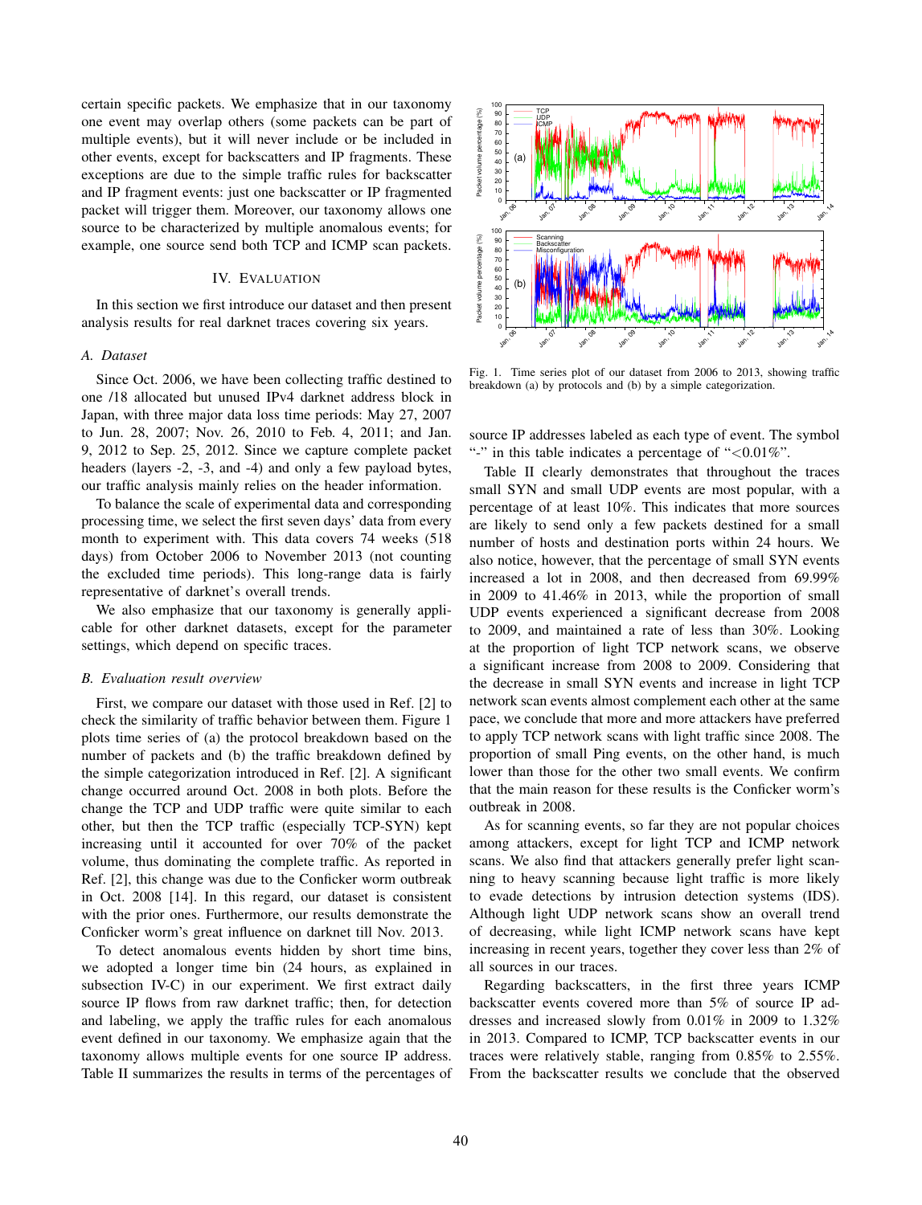certain specific packets. We emphasize that in our taxonomy one event may overlap others (some packets can be part of multiple events), but it will never include or be included in other events, except for backscatters and IP fragments. These exceptions are due to the simple traffic rules for backscatter and IP fragment events: just one backscatter or IP fragmented packet will trigger them. Moreover, our taxonomy allows one source to be characterized by multiple anomalous events; for example, one source send both TCP and ICMP scan packets.

## IV. Evaluation

In this section we first introduce our dataset and then present analysis results for real darknet traces covering six years.

### A. Dataset

Since Oct. 2006, we have been collecting traffic destined to one /18 allocated but unused IPv4 darknet address block in Japan, with three major data loss time periods: May 27, 2007 to Jun. 28, 2007; Nov. 26, 2010 to Feb. 4, 2011; and Jan. 9, 2012 to Sep. 25, 2012. Since we capture complete packet headers (layers -2, -3, and -4) and only a few payload bytes, our traffic analysis mainly relies on the header information.

To balance the scale of experimental data and corresponding processing time, we select the first seven days' data from every month to experiment with. This data covers 74 weeks (518 days) from October 2006 to November 2013 (not counting the excluded time periods). This long-range data is fairly representative of darknet's overall trends.

We also emphasize that our taxonomy is generally applicable for other darknet datasets, except for the parameter settings, which depend on specific traces.

### B. Evaluation result overview

First, we compare our dataset with those used in Ref. [2] to check the similarity of traffic behavior between them. Figure 1 plots time series of (a) the protocol breakdown based on the number of packets and (b) the traffic breakdown defined by the simple categorization introduced in Ref. [2]. A significant change occurred around Oct. 2008 in both plots. Before the change the TCP and UDP traffic were quite similar to each other, but then the TCP traffic (especially TCP-SYN) kept increasing until it accounted for over 70% of the packet volume, thus dominating the complete traffic. As reported in Ref. [2], this change was due to the Conficker worm outbreak in Oct. 2008 [14]. In this regard, our dataset is consistent with the prior ones. Furthermore, our results demonstrate the Conficker worm's great influence on darknet till Nov. 2013.

To detect anomalous events hidden by short time bins, we adopted a longer time bin (24 hours, as explained in subsection IV-C) in our experiment. We first extract daily source IP flows from raw darknet traffic; then, for detection and labeling, we apply the traffic rules for each anomalous event defined in our taxonomy. We emphasize again that the taxonomy allows multiple events for one source IP address. Table II summarizes the results in terms of the percentages of source IP addresses labeled as each type of event. The symbol "-" in this table indicates a percentage of "<0.01%".

Fig. 1. Time series plot of our dataset from 2006 to 2013, showing traffic breakdown (a) by protocols and (b) by a simple categorization.

Table II clearly demonstrates that throughout the traces small SYN and small UDP events are most popular, with a percentage of at least 10%. This indicates that more sources are likely to send only a few packets destined for a small number of hosts and destination ports within 24 hours. We also notice, however, that the percentage of small SYN events increased a lot in 2008, and then decreased from 69.99% in 2009 to 41.46% in 2013, while the proportion of small UDP events experienced a significant decrease from 2008 to 2009, and maintained a rate of less than 30%. Looking at the proportion of light TCP network scans, we observe a significant increase from 2008 to 2009. Considering that the decrease in small SYN events and increase in light TCP network scan events almost complement each other at the same pace, we conclude that more and more attackers have preferred to apply TCP network scans with light traffic since 2008. The proportion of small Ping events, on the other hand, is much lower than those for the other two small events. We confirm that the main reason for these results is the Conficker worm's outbreak in 2008.

As for scanning events, so far they are not popular choices among attackers, except for light TCP and ICMP network scans. We also find that attackers generally prefer light scanning to heavy scanning because light traffic is more likely to evade detections by intrusion detection systems (IDS). Although light UDP network scans show an overall trend of decreasing, while light ICMP network scans have kept increasing in recent years, together they cover less than 2% of all sources in our traces.

Regarding backscatters, in the first three years ICMP backscatter events covered more than 5% of source IP addresses and increased slowly from 0.01% in 2009 to 1.32% in 2013. Compared to ICMP, TCP backscatter events in our traces were relatively stable, ranging from 0.85% to 2.55%. From the backscatter results we conclude that the observed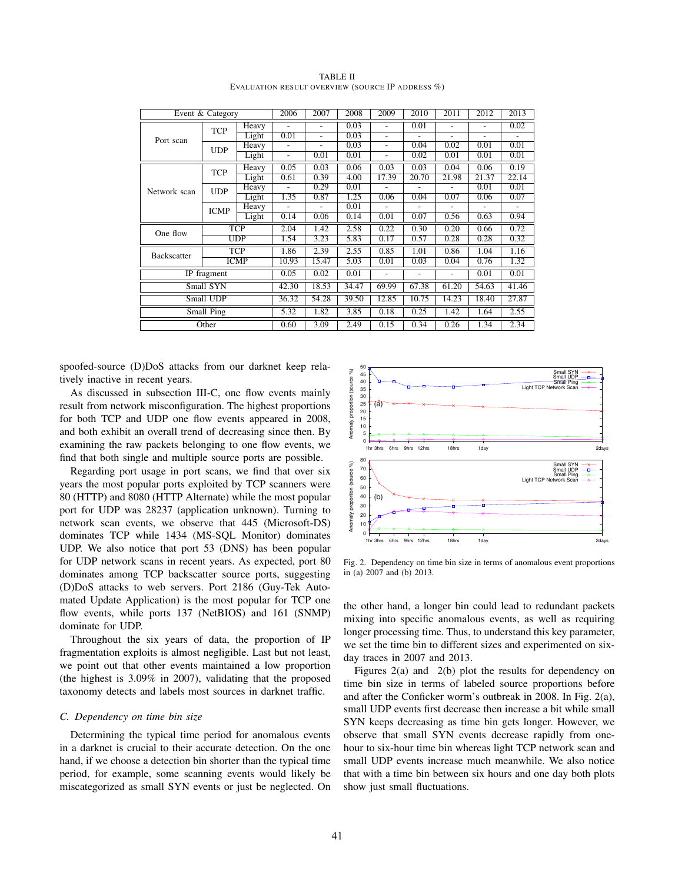TABLE II
EVALUATION RESULT OVERVIEW (SOURCE IP ADDRESS %)

| Event & Category | | | 2006 | 2007 | 2008 | 2009 | 2010 | 2011 | 2012 | 2013 |
|---|---|---|---|---|---|---|---|---|---|---|
| Port scan | TCP | Heavy | - | - | 0.03 | - | 0.01 | - | - | 0.02 |
| | | Light | 0.01 | - | 0.03 | - | - | - | - | - |
| | UDP | Heavy | - | - | 0.03 | - | 0.04 | 0.02 | 0.01 | 0.01 |
| | | Light | - | 0.01 | 0.01 | - | 0.02 | 0.01 | 0.01 | 0.01 |
| Network scan | TCP | Heavy | 0.05 | 0.03 | 0.06 | 0.03 | 0.03 | 0.04 | 0.06 | 0.19 |
| | | Light | 0.61 | 0.39 | 4.00 | 17.39 | 20.70 | 21.98 | 21.37 | 22.14 |
| | UDP | Heavy | - | 0.29 | 0.01 | - | - | - | 0.01 | 0.01 |
| | | Light | 1.35 | 0.87 | 1.25 | 0.06 | 0.04 | 0.07 | 0.06 | 0.07 |
| | ICMP | Heavy | - | - | 0.01 | - | - | - | - | - |
| | | Light | 0.14 | 0.06 | 0.14 | 0.01 | 0.07 | 0.56 | 0.63 | 0.94 |
| One flow | TCP | | 2.04 | 1.42 | 2.58 | 0.22 | 0.30 | 0.20 | 0.66 | 0.72 |
| | UDP | | 1.54 | 3.23 | 5.83 | 0.17 | 0.57 | 0.28 | 0.28 | 0.32 |
| Backscatter | TCP | | 1.86 | 2.39 | 2.55 | 0.85 | 1.01 | 0.86 | 1.04 | 1.16 |
| | ICMP | | 10.93 | 15.47 | 5.03 | 0.01 | 0.03 | 0.04 | 0.76 | 1.32 |
| IP fragment | | | 0.05 | 0.02 | 0.01 | - | - | - | 0.01 | 0.01 |
| Small SYN | | | 42.30 | 18.53 | 34.47 | 69.99 | 67.38 | 61.20 | 54.63 | 41.46 |
| Small UDP | | | 36.32 | 54.28 | 39.50 | 12.85 | 10.75 | 14.23 | 18.40 | 27.87 |
| Small Ping | | | 5.32 | 1.82 | 3.85 | 0.18 | 0.25 | 1.42 | 1.64 | 2.55 |
| Other | | | 0.60 | 3.09 | 2.49 | 0.15 | 0.34 | 0.26 | 1.34 | 2.34 |

spoofed-source (D)DoS attacks from our darknet keep relatively inactive in recent years.

As discussed in subsection III-C, one flow events mainly result from network misconfiguration. The highest proportions for both TCP and UDP one flow events appeared in 2008, and both exhibit an overall trend of decreasing since then. By examining the raw packets belonging to one flow events, we find that both single and multiple source ports are possible.

Regarding port usage in port scans, we find that over six years the most popular ports exploited by TCP scanners were 80 (HTTP) and 8080 (HTTP Alternate) while the most popular port for UDP was 28237 (application unknown). Turning to network scan events, we observe that 445 (Microsoft-DS) dominates TCP while 1434 (MS-SQL Monitor) dominates UDP. We also notice that port 53 (DNS) has been popular for UDP network scans in recent years. As expected, port 80 dominates among TCP backscatter source ports, suggesting (D)DoS attacks to web servers. Port 2186 (Guy-Tek Automated Update Application) is the most popular for TCP one flow events, while ports 137 (NetBIOS) and 161 (SNMP) dominate for UDP.

Throughout the six years of data, the proportion of IP fragmentation exploits is almost negligible. Last but not least, we point out that other events maintained a low proportion (the highest is 3.09% in 2007), validating that the proposed taxonomy detects and labels most sources in darknet traffic.

### C. Dependency on time bin size

Determining the typical time period for anomalous events in a darknet is crucial to their accurate detection. On the one hand, if we choose a detection bin shorter than the typical time period, for example, some scanning events would likely be miscategorized as small SYN events or just be neglected. On the other hand, a longer bin could lead to redundant packets mixing into specific anomalous events, as well as requiring longer processing time. Thus, to understand this key parameter, we set the time bin to different sizes and experimented on six-day traces in 2007 and 2013.

Fig. 2. Dependency on time bin size in terms of anomalous event proportions in (a) 2007 and (b) 2013.

Figures 2(a) and 2(b) plot the results for dependency on time bin size in terms of labeled source proportions before and after the Conficker worm's outbreak in 2008. In Fig. 2(a), small UDP events first decrease then increase a bit while small SYN keeps decreasing as time bin gets longer. However, we observe that small SYN events decrease rapidly from one-hour to six-hour time bin whereas light TCP network scan and small UDP events increase much meanwhile. We also notice that with a time bin between six hours and one day both plots show just small fluctuations.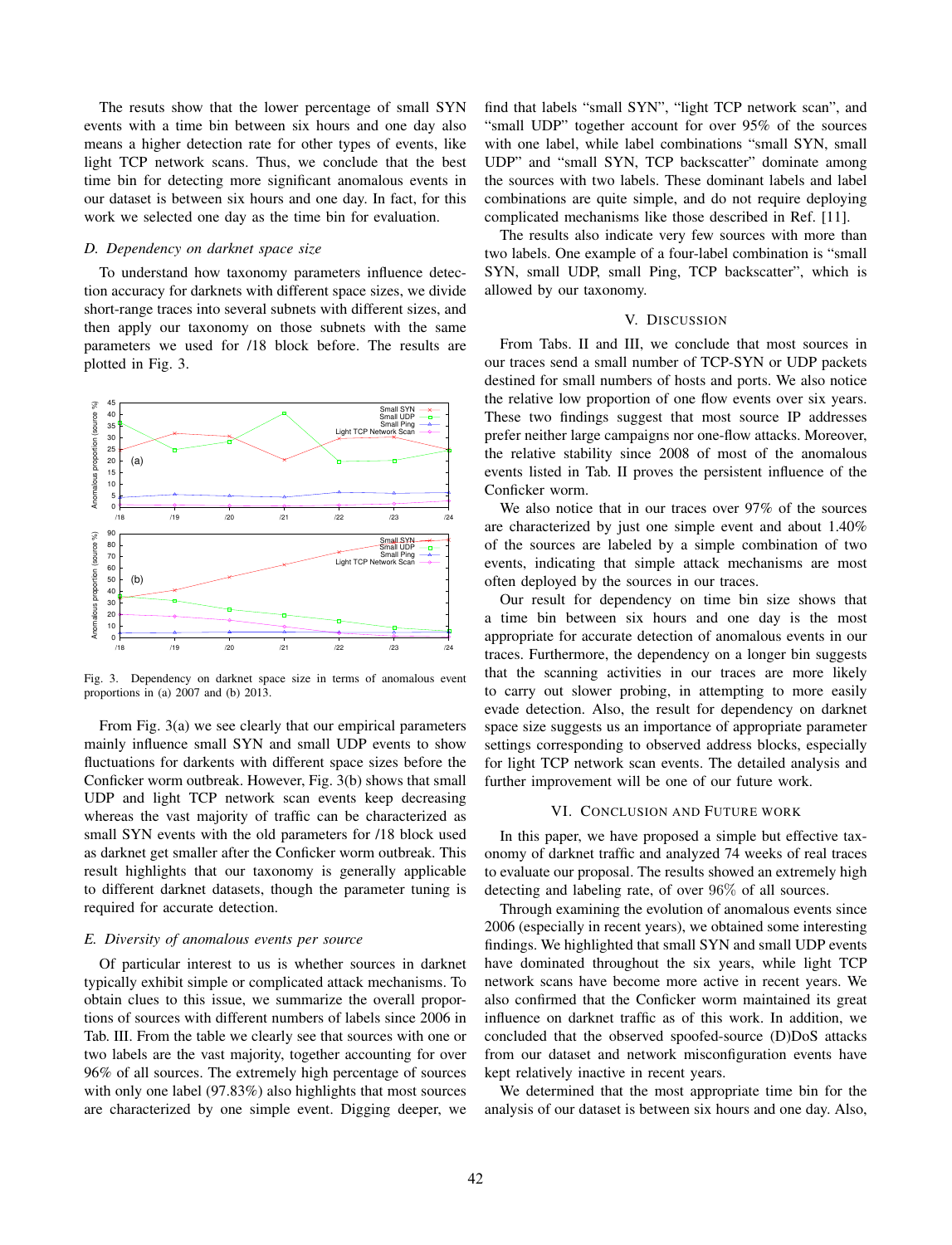The resuts show that the lower percentage of small SYN events with a time bin between six hours and one day also means a higher detection rate for other types of events, like light TCP network scans. Thus, we conclude that the best time bin for detecting more significant anomalous events in our dataset is between six hours and one day. In fact, for this work we selected one day as the time bin for evaluation.

### D. Dependency on darknet space size

To understand how taxonomy parameters influence detection accuracy for darknets with different space sizes, we divide short-range traces into several subnets with different sizes, and then apply our taxonomy on those subnets with the same parameters we used for /18 block before. The results are plotted in Fig. 3.

Fig. 3. Dependency on darknet space size in terms of anomalous event proportions in (a) 2007 and (b) 2013.

From Fig. 3(a) we see clearly that our empirical parameters mainly influence small SYN and small UDP events to show fluctuations for darkents with different space sizes before the Conficker worm outbreak. However, Fig. 3(b) shows that small UDP and light TCP network scan events keep decreasing whereas the vast majority of traffic can be characterized as small SYN events with the old parameters for /18 block used as darknet get smaller after the Conficker worm outbreak. This result highlights that our taxonomy is generally applicable to different darknet datasets, though the parameter tuning is required for accurate detection.

### E. Diversity of anomalous events per source

Of particular interest to us is whether sources in darknet typically exhibit simple or complicated attack mechanisms. To obtain clues to this issue, we summarize the overall proportions of sources with different numbers of labels since 2006 in Tab. III. From the table we clearly see that sources with one or two labels are the vast majority, together accounting for over 96% of all sources. The extremely high percentage of sources with only one label (97.83%) also highlights that most sources are characterized by one simple event. Digging deeper, we find that labels "small SYN", "light TCP network scan", and "small UDP" together account for over 95% of the sources with one label, while label combinations "small SYN, small UDP" and "small SYN, TCP backscatter" dominate among the sources with two labels. These dominant labels and label combinations are quite simple, and do not require deploying complicated mechanisms like those described in Ref. [11].

The results also indicate very few sources with more than two labels. One example of a four-label combination is "small SYN, small UDP, small Ping, TCP backscatter", which is allowed by our taxonomy.

## V. Discussion

From Tabs. II and III, we conclude that most sources in our traces send a small number of TCP-SYN or UDP packets destined for small numbers of hosts and ports. We also notice the relative low proportion of one flow events over six years. These two findings suggest that most source IP addresses prefer neither large campaigns nor one-flow attacks. Moreover, the relative stability since 2008 of most of the anomalous events listed in Tab. II proves the persistent influence of the Conficker worm.

We also notice that in our traces over 97% of the sources are characterized by just one simple event and about 1.40% of the sources are labeled by a simple combination of two events, indicating that simple attack mechanisms are most often deployed by the sources in our traces.

Our result for dependency on time bin size shows that a time bin between six hours and one day is the most appropriate for accurate detection of anomalous events in our traces. Furthermore, the dependency on a longer bin suggests that the scanning activities in our traces are more likely to carry out slower probing, in attempting to more easily evade detection. Also, the result for dependency on darknet space size suggests us an importance of appropriate parameter settings corresponding to observed address blocks, especially for light TCP network scan events. The detailed analysis and further improvement will be one of our future work.

## VI. Conclusion and Future Work

In this paper, we have proposed a simple but effective taxonomy of darknet traffic and analyzed 74 weeks of real traces to evaluate our proposal. The results showed an extremely high detecting and labeling rate, of over 96% of all sources.

Through examining the evolution of anomalous events since 2006 (especially in recent years), we obtained some interesting findings. We highlighted that small SYN and small UDP events have dominated throughout the six years, while light TCP network scans have become more active in recent years. We also confirmed that the Conficker worm maintained its great influence on darknet traffic as of this work. In addition, we concluded that the observed spoofed-source (D)DoS attacks from our dataset and network misconfiguration events have kept relatively inactive in recent years.

We determined that the most appropriate time bin for the analysis of our dataset is between six hours and one day. Also,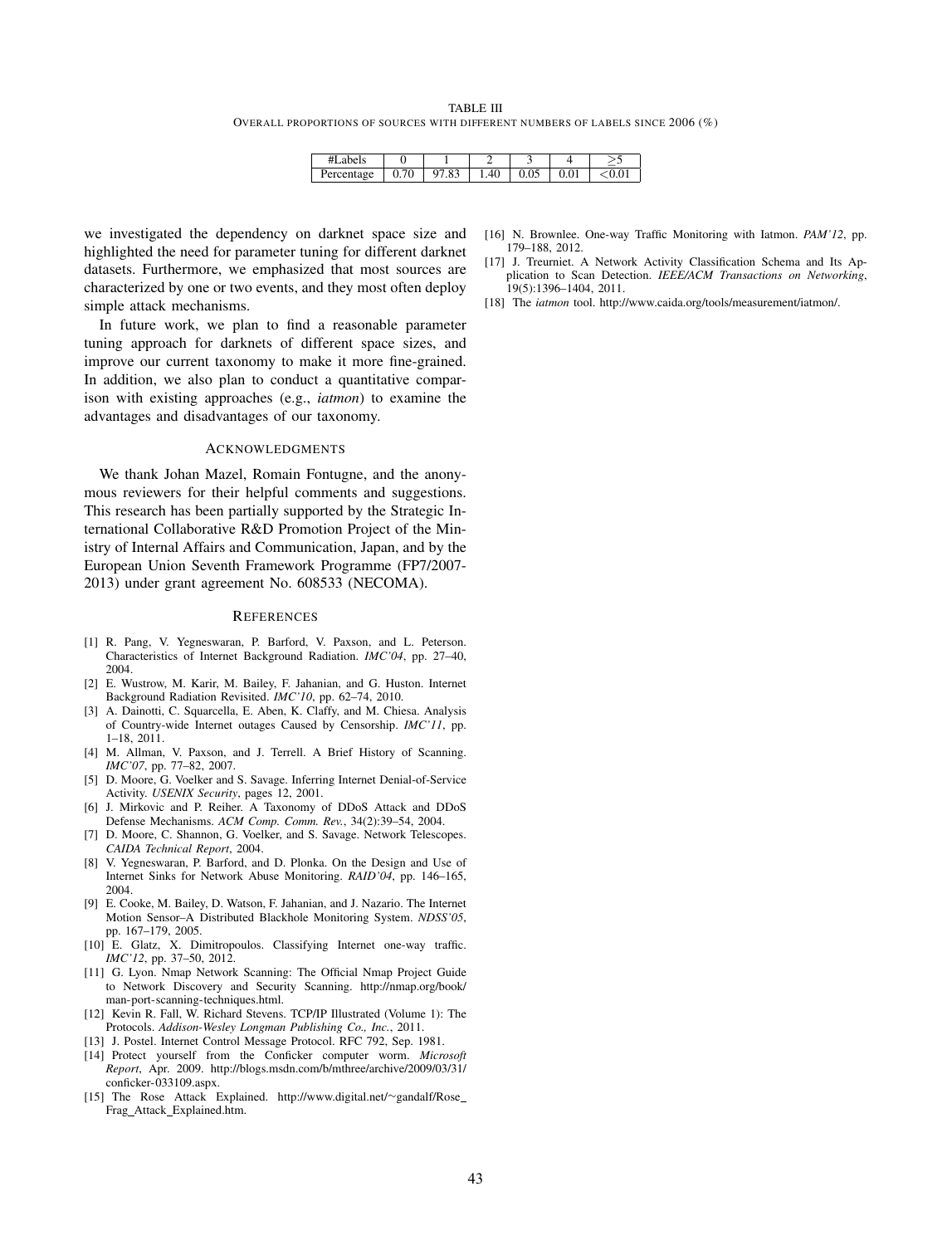TABLE III
OVERALL PROPORTIONS OF SOURCES WITH DIFFERENT NUMBERS OF LABELS SINCE 2006 (%)

| #Labels | 0 | 1 | 2 | 3 | 4 | $\geq 5$ |
|---|---|---|---|---|---|---|
| Percentage | 0.70 | 97.83 | 1.40 | 0.05 | 0.01 | <0.01 |

we investigated the dependency on darknet space size and highlighted the need for parameter tuning for different darknet datasets. Furthermore, we emphasized that most sources are characterized by one or two events, and they most often deploy simple attack mechanisms.

In future work, we plan to find a reasonable parameter tuning approach for darknets of different space sizes, and improve our current taxonomy to make it more fine-grained. In addition, we also plan to conduct a quantitative comparison with existing approaches (e.g., *iatmon*) to examine the advantages and disadvantages of our taxonomy.

## ACKNOWLEDGMENTS

We thank Johan Mazel, Romain Fontugne, and the anonymous reviewers for their helpful comments and suggestions. This research has been partially supported by the Strategic International Collaborative R&D Promotion Project of the Ministry of Internal Affairs and Communication, Japan, and by the European Union Seventh Framework Programme (FP7/2007-2013) under grant agreement No. 608533 (NECOMA).

## REFERENCES

[1] R. Pang, V. Yegneswaran, P. Barford, V. Paxson, and L. Peterson. Characteristics of Internet Background Radiation. *IMC'04*, pp. 27–40, 2004.

[2] E. Wustrow, M. Karir, M. Bailey, F. Jahanian, and G. Huston. Internet Background Radiation Revisited. *IMC'10*, pp. 62–74, 2010.

[3] A. Dainotti, C. Squarcella, E. Aben, K. Claffy, and M. Chiesa. Analysis of Country-wide Internet outages Caused by Censorship. *IMC'11*, pp. 1–18, 2011.

[4] M. Allman, V. Paxson, and J. Terrell. A Brief History of Scanning. *IMC'07*, pp. 77–82, 2007.

[5] D. Moore, G. Voelker and S. Savage. Inferring Internet Denial-of-Service Activity. *USENIX Security*, pages 12, 2001.

[6] J. Mirkovic and P. Reiher. A Taxonomy of DDoS Attack and DDoS Defense Mechanisms. *ACM Comp. Comm. Rev.*, 34(2):39–54, 2004.

[7] D. Moore, C. Shannon, G. Voelker, and S. Savage. Network Telescopes. *CAIDA Technical Report*, 2004.

[8] V. Yegneswaran, P. Barford, and D. Plonka. On the Design and Use of Internet Sinks for Network Abuse Monitoring. *RAID'04*, pp. 146–165, 2004.

[9] E. Cooke, M. Bailey, D. Watson, F. Jahanian, and J. Nazario. The Internet Motion Sensor–A Distributed Blackhole Monitoring System. *NDSS'05*, pp. 167–179, 2005.

[10] E. Glatz, X. Dimitropoulos. Classifying Internet one-way traffic. *IMC'12*, pp. 37–50, 2012.

[11] G. Lyon. Nmap Network Scanning: The Official Nmap Project Guide to Network Discovery and Security Scanning. http://nmap.org/book/man-port-scanning-techniques.html.

[12] Kevin R. Fall, W. Richard Stevens. TCP/IP Illustrated (Volume 1): The Protocols. *Addison-Wesley Longman Publishing Co., Inc.*, 2011.

[13] J. Postel. Internet Control Message Protocol. RFC 792, Sep. 1981.

[14] Protect yourself from the Conficker computer worm. *Microsoft Report*, Apr. 2009. http://blogs.msdn.com/b/mthree/archive/2009/03/31/conficker-033109.aspx.

[15] The Rose Attack Explained. http://www.digital.net/~gandalf/Rose_Frag_Attack_Explained.htm.

[16] N. Brownlee. One-way Traffic Monitoring with Iatmon. *PAM'12*, pp. 179–188, 2012.

[17] J. Treurniet. A Network Activity Classification Schema and Its Application to Scan Detection. *IEEE/ACM Transactions on Networking*, 19(5):1396–1404, 2011.

[18] The *iatmon* tool. http://www.caida.org/tools/measurement/iatmon/.